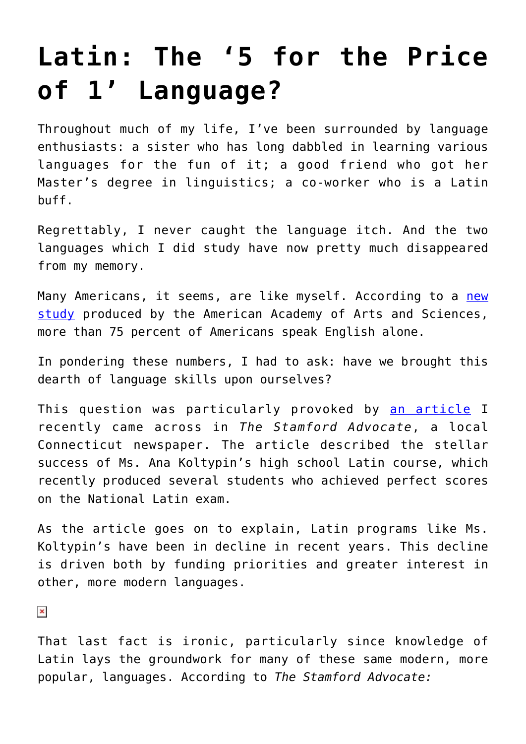# Latin: The '5 for the Price of 1' Language?

Throughout much of my life, I've been surrounded by language enthusiasts: a sister who has long dabbled in learning various languages for the fun of it; a good friend who got her Master's degree in linguistics; a co-worker who is a Latin buff.

Regrettably, I never caught the language itch. And the two languages which I did study have now pretty much disappeared from my memory.

Many Americans, it seems, are like myself. According to a new study produced by the American Academy of Arts and Sciences, more than 75 percent of Americans speak English alone.

In pondering these numbers, I had to ask: have we brought this dearth of language skills upon ourselves?

This question was particularly provoked by an article I recently came across in *The Stamford Advocate*, a local Connecticut newspaper. The article described the stellar success of Ms. Ana Koltypin's high school Latin course, which recently produced several students who achieved perfect scores on the National Latin exam.

As the article goes on to explain, Latin programs like Ms. Koltypin's have been in decline in recent years. This decline is driven both by funding priorities and greater interest in other, more modern languages.

That last fact is ironic, particularly since knowledge of Latin lays the groundwork for many of these same modern, more popular, languages. According to *The Stamford Advocate:*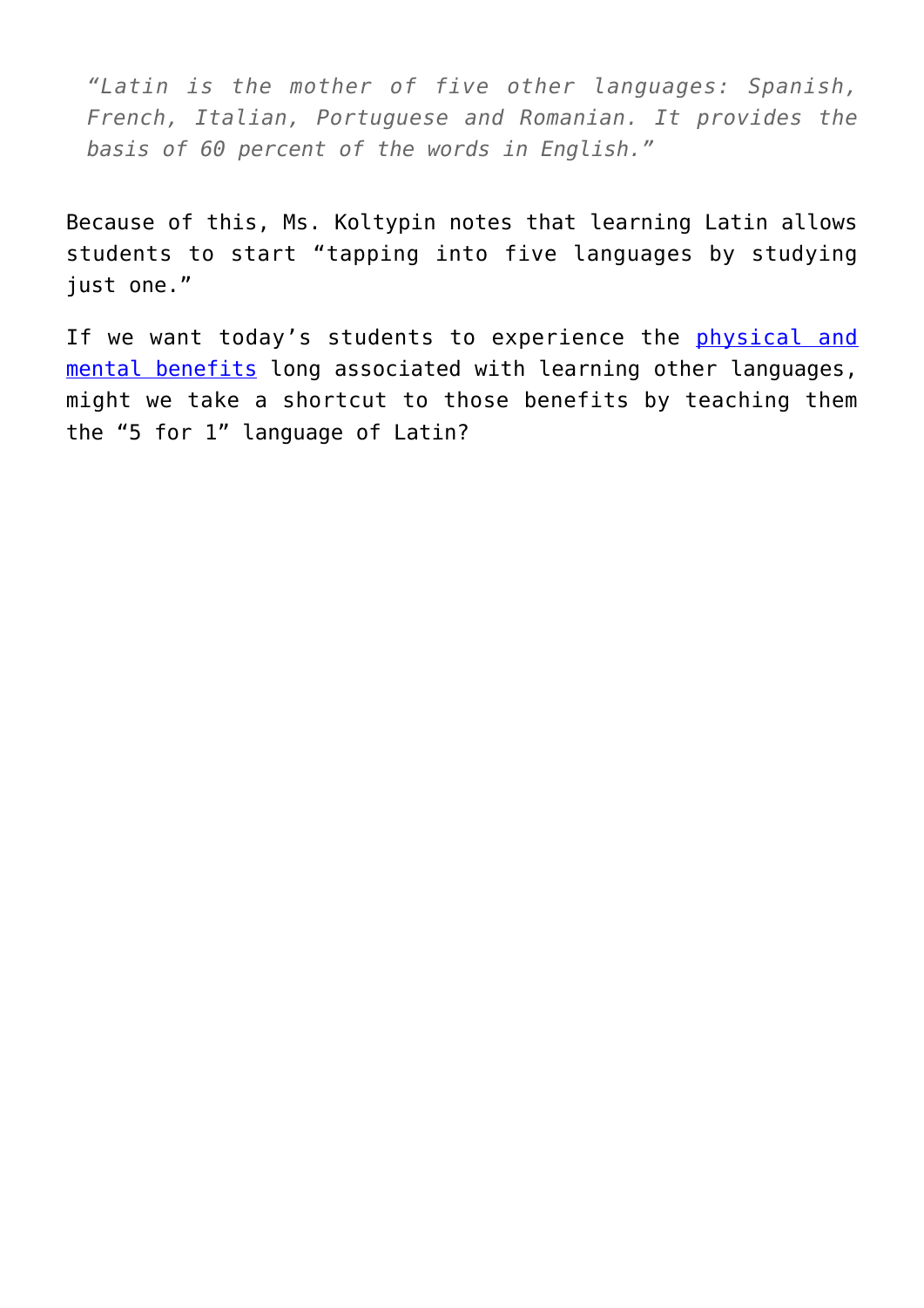> *"Latin is the mother of five other languages: Spanish, French, Italian, Portuguese and Romanian. It provides the basis of 60 percent of the words in English."*

Because of this, Ms. Koltypin notes that learning Latin allows students to start "tapping into five languages by studying just one."

If we want today's students to experience the physical and mental benefits long associated with learning other languages, might we take a shortcut to those benefits by teaching them the "5 for 1" language of Latin?